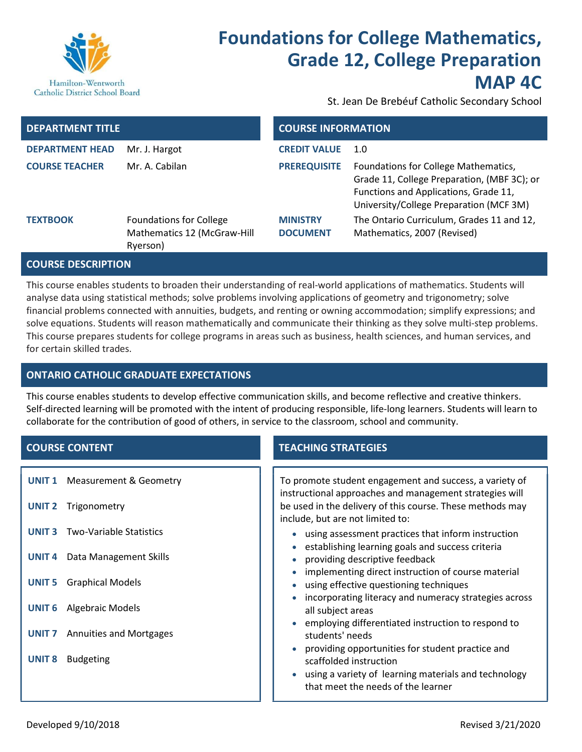Hamilton-Wentworth Catholic District School Board

# Foundations for College Mathematics, Grade 12, College Preparation MAP 4C

St. Jean De Brebéuf Catholic Secondary School

## DEPARTMENT TITLE

| | |
|---|---|
| **DEPARTMENT HEAD** | Mr. J. Hargot |
| **COURSE TEACHER** | Mr. A. Cabilan |
| **TEXTBOOK** | Foundations for College Mathematics 12 (McGraw-Hill Ryerson) |

## COURSE INFORMATION

| | |
|---|---|
| **CREDIT VALUE** | 1.0 |
| **PREREQUISITE** | Foundations for College Mathematics, Grade 11, College Preparation, (MBF 3C); or Functions and Applications, Grade 11, University/College Preparation (MCF 3M) |
| **MINISTRY DOCUMENT** | The Ontario Curriculum, Grades 11 and 12, Mathematics, 2007 (Revised) |

## COURSE DESCRIPTION

This course enables students to broaden their understanding of real-world applications of mathematics. Students will analyse data using statistical methods; solve problems involving applications of geometry and trigonometry; solve financial problems connected with annuities, budgets, and renting or owning accommodation; simplify expressions; and solve equations. Students will reason mathematically and communicate their thinking as they solve multi-step problems. This course prepares students for college programs in areas such as business, health sciences, and human services, and for certain skilled trades.

## ONTARIO CATHOLIC GRADUATE EXPECTATIONS

This course enables students to develop effective communication skills, and become reflective and creative thinkers. Self-directed learning will be promoted with the intent of producing responsible, life-long learners. Students will learn to collaborate for the contribution of good of others, in service to the classroom, school and community.

## COURSE CONTENT

- **UNIT 1** Measurement & Geometry
- **UNIT 2** Trigonometry
- **UNIT 3** Two-Variable Statistics
- **UNIT 4** Data Management Skills
- **UNIT 5** Graphical Models
- **UNIT 6** Algebraic Models
- **UNIT 7** Annuities and Mortgages
- **UNIT 8** Budgeting

## TEACHING STRATEGIES

To promote student engagement and success, a variety of instructional approaches and management strategies will be used in the delivery of this course. These methods may include, but are not limited to:

- using assessment practices that inform instruction
- establishing learning goals and success criteria
- providing descriptive feedback
- implementing direct instruction of course material
- using effective questioning techniques
- incorporating literacy and numeracy strategies across all subject areas
- employing differentiated instruction to respond to students' needs
- providing opportunities for student practice and scaffolded instruction
- using a variety of learning materials and technology that meet the needs of the learner

Developed 9/10/2018 Revised 3/21/2020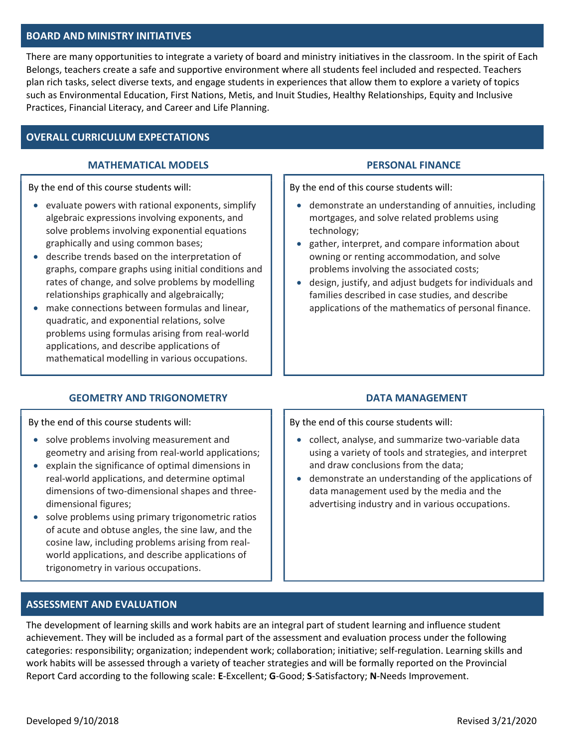## BOARD AND MINISTRY INITIATIVES

There are many opportunities to integrate a variety of board and ministry initiatives in the classroom. In the spirit of Each Belongs, teachers create a safe and supportive environment where all students feel included and respected. Teachers plan rich tasks, select diverse texts, and engage students in experiences that allow them to explore a variety of topics such as Environmental Education, First Nations, Metis, and Inuit Studies, Healthy Relationships, Equity and Inclusive Practices, Financial Literacy, and Career and Life Planning.

## OVERALL CURRICULUM EXPECTATIONS

### MATHEMATICAL MODELS

By the end of this course students will:

- evaluate powers with rational exponents, simplify algebraic expressions involving exponents, and solve problems involving exponential equations graphically and using common bases;
- describe trends based on the interpretation of graphs, compare graphs using initial conditions and rates of change, and solve problems by modelling relationships graphically and algebraically;
- make connections between formulas and linear, quadratic, and exponential relations, solve problems using formulas arising from real-world applications, and describe applications of mathematical modelling in various occupations.

### PERSONAL FINANCE

By the end of this course students will:

- demonstrate an understanding of annuities, including mortgages, and solve related problems using technology;
- gather, interpret, and compare information about owning or renting accommodation, and solve problems involving the associated costs;
- design, justify, and adjust budgets for individuals and families described in case studies, and describe applications of the mathematics of personal finance.

### GEOMETRY AND TRIGONOMETRY

By the end of this course students will:

- solve problems involving measurement and geometry and arising from real-world applications;
- explain the significance of optimal dimensions in real-world applications, and determine optimal dimensions of two-dimensional shapes and three-dimensional figures;
- solve problems using primary trigonometric ratios of acute and obtuse angles, the sine law, and the cosine law, including problems arising from real-world applications, and describe applications of trigonometry in various occupations.

### DATA MANAGEMENT

By the end of this course students will:

- collect, analyse, and summarize two-variable data using a variety of tools and strategies, and interpret and draw conclusions from the data;
- demonstrate an understanding of the applications of data management used by the media and the advertising industry and in various occupations.

## ASSESSMENT AND EVALUATION

The development of learning skills and work habits are an integral part of student learning and influence student achievement. They will be included as a formal part of the assessment and evaluation process under the following categories: responsibility; organization; independent work; collaboration; initiative; self-regulation. Learning skills and work habits will be assessed through a variety of teacher strategies and will be formally reported on the Provincial Report Card according to the following scale: **E**-Excellent; **G**-Good; **S**-Satisfactory; **N**-Needs Improvement.

Developed 9/10/2018 Revised 3/21/2020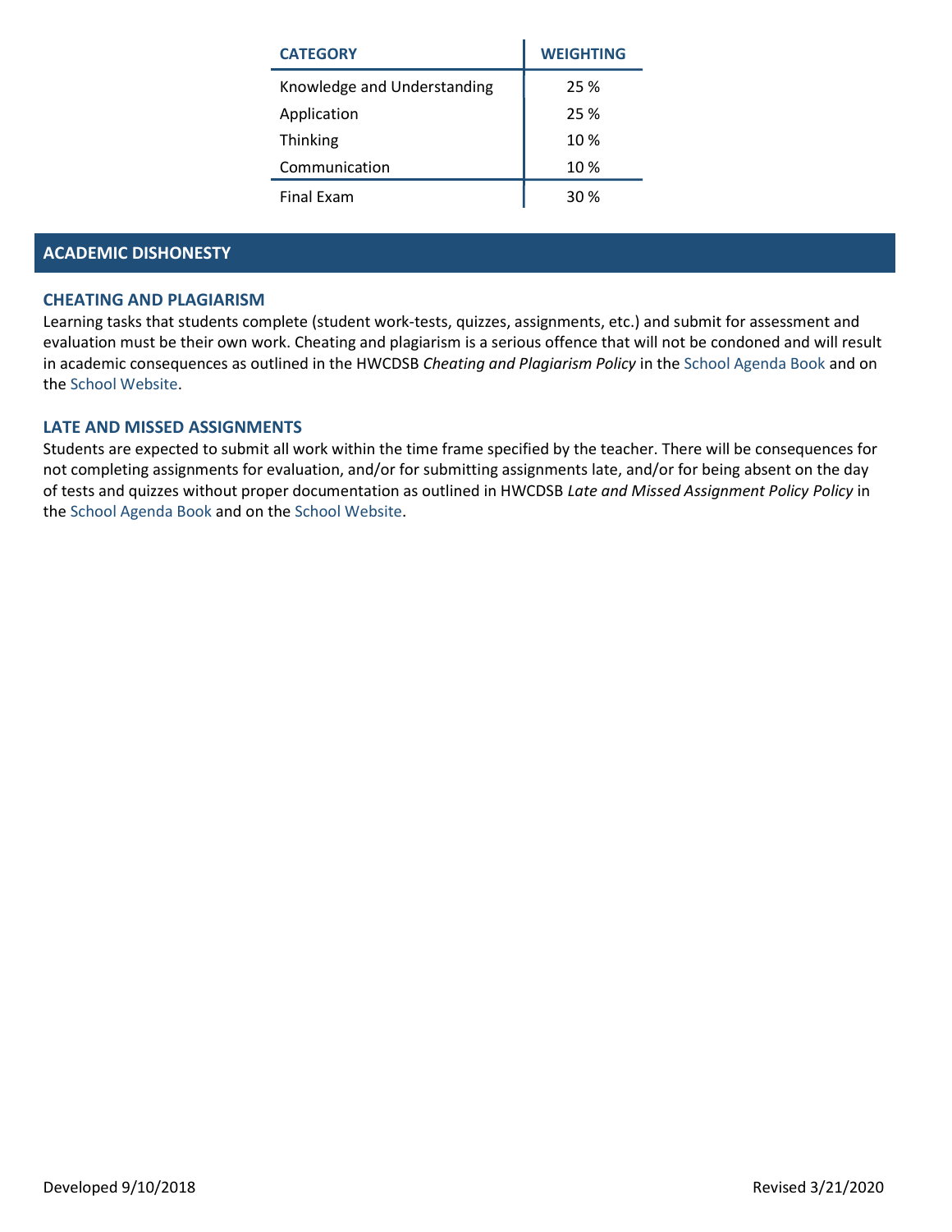| CATEGORY | WEIGHTING |
|---|---|
| Knowledge and Understanding | 25 % |
| Application | 25 % |
| Thinking | 10 % |
| Communication | 10 % |
| Final Exam | 30 % |

## ACADEMIC DISHONESTY

### CHEATING AND PLAGIARISM

Learning tasks that students complete (student work-tests, quizzes, assignments, etc.) and submit for assessment and evaluation must be their own work. Cheating and plagiarism is a serious offence that will not be condoned and will result in academic consequences as outlined in the HWCDSB *Cheating and Plagiarism Policy* in the School Agenda Book and on the School Website.

### LATE AND MISSED ASSIGNMENTS

Students are expected to submit all work within the time frame specified by the teacher. There will be consequences for not completing assignments for evaluation, and/or for submitting assignments late, and/or for being absent on the day of tests and quizzes without proper documentation as outlined in HWCDSB *Late and Missed Assignment Policy Policy* in the School Agenda Book and on the School Website.

Developed 9/10/2018 Revised 3/21/2020